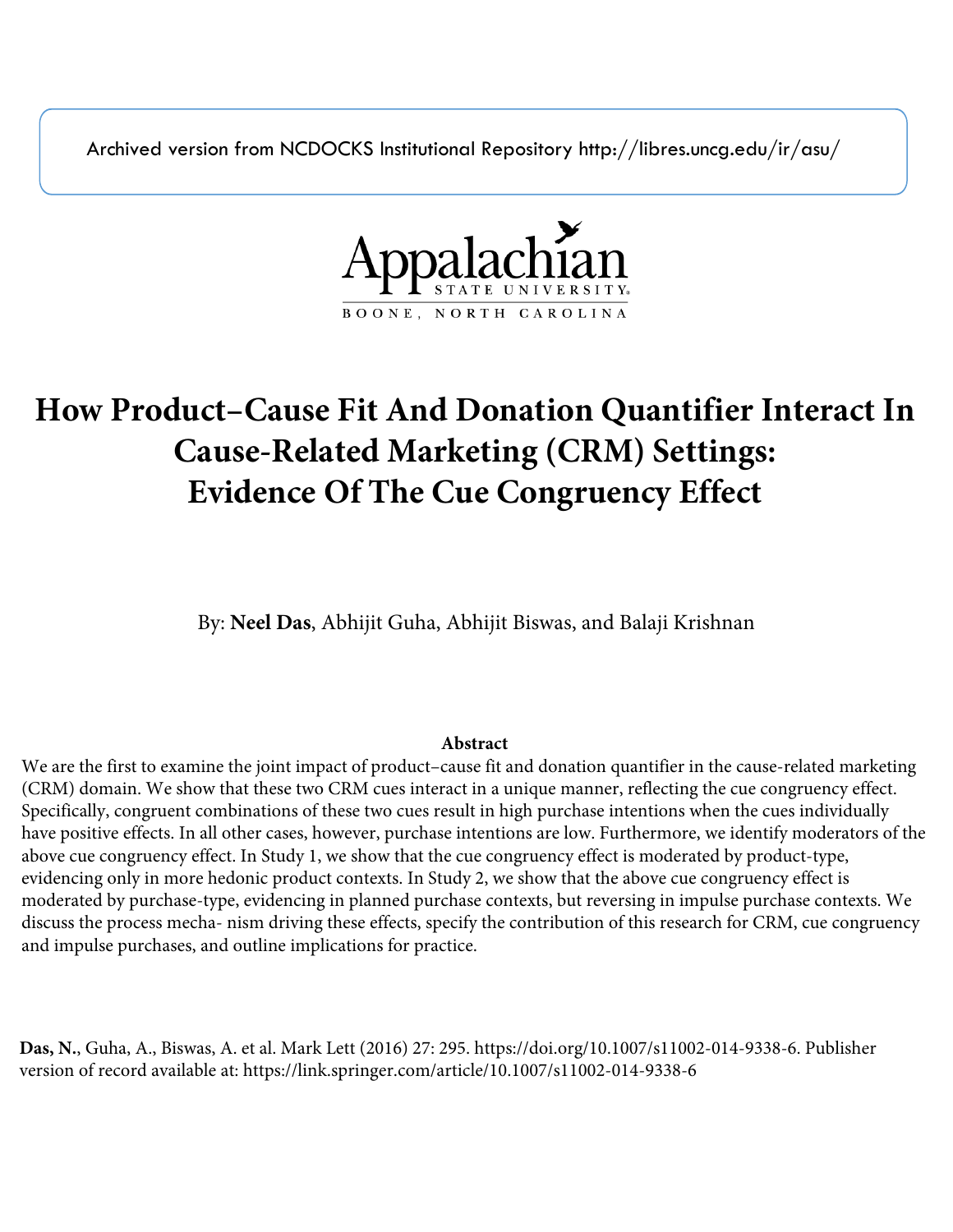Archived version from NCDOCKS Institutional Repository http://libres.uncg.edu/ir/asu/

Appalachian State University
BOONE, NORTH CAROLINA

# How Product–Cause Fit And Donation Quantifier Interact In Cause-Related Marketing (CRM) Settings: Evidence Of The Cue Congruency Effect

By: **Neel Das**, Abhijit Guha, Abhijit Biswas, and Balaji Krishnan

## Abstract

We are the first to examine the joint impact of product–cause fit and donation quantifier in the cause-related marketing (CRM) domain. We show that these two CRM cues interact in a unique manner, reflecting the cue congruency effect. Specifically, congruent combinations of these two cues result in high purchase intentions when the cues individually have positive effects. In all other cases, however, purchase intentions are low. Furthermore, we identify moderators of the above cue congruency effect. In Study 1, we show that the cue congruency effect is moderated by product-type, evidencing only in more hedonic product contexts. In Study 2, we show that the above cue congruency effect is moderated by purchase-type, evidencing in planned purchase contexts, but reversing in impulse purchase contexts. We discuss the process mecha- nism driving these effects, specify the contribution of this research for CRM, cue congruency and impulse purchases, and outline implications for practice.

**Das, N.**, Guha, A., Biswas, A. et al. Mark Lett (2016) 27: 295. https://doi.org/10.1007/s11002-014-9338-6. Publisher version of record available at: https://link.springer.com/article/10.1007/s11002-014-9338-6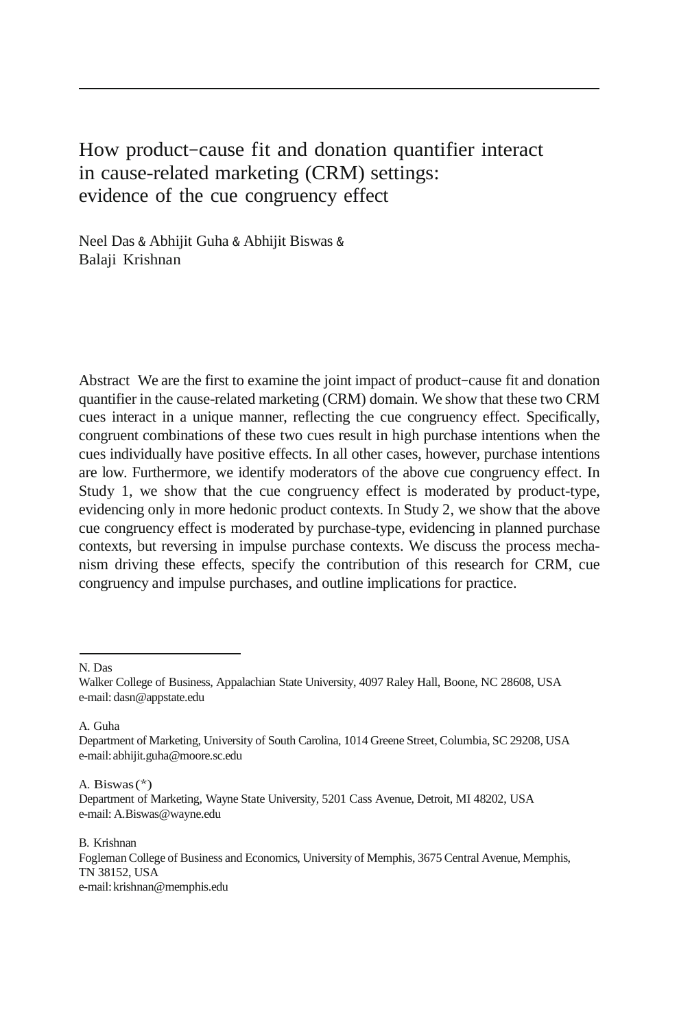# How product–cause fit and donation quantifier interact in cause-related marketing (CRM) settings: evidence of the cue congruency effect

Neel Das & Abhijit Guha & Abhijit Biswas & Balaji Krishnan

**Abstract** We are the first to examine the joint impact of product–cause fit and donation quantifier in the cause-related marketing (CRM) domain. We show that these two CRM cues interact in a unique manner, reflecting the cue congruency effect. Specifically, congruent combinations of these two cues result in high purchase intentions when the cues individually have positive effects. In all other cases, however, purchase intentions are low. Furthermore, we identify moderators of the above cue congruency effect. In Study 1, we show that the cue congruency effect is moderated by product-type, evidencing only in more hedonic product contexts. In Study 2, we show that the above cue congruency effect is moderated by purchase-type, evidencing in planned purchase contexts, but reversing in impulse purchase contexts. We discuss the process mechanism driving these effects, specify the contribution of this research for CRM, cue congruency and impulse purchases, and outline implications for practice.

---

N. Das
Walker College of Business, Appalachian State University, 4097 Raley Hall, Boone, NC 28608, USA
e-mail: dasn@appstate.edu

A. Guha
Department of Marketing, University of South Carolina, 1014 Greene Street, Columbia, SC 29208, USA
e-mail: abhijit.guha@moore.sc.edu

A. Biswas (*)
Department of Marketing, Wayne State University, 5201 Cass Avenue, Detroit, MI 48202, USA
e-mail: A.Biswas@wayne.edu

B. Krishnan
Fogleman College of Business and Economics, University of Memphis, 3675 Central Avenue, Memphis, TN 38152, USA
e-mail: krishnan@memphis.edu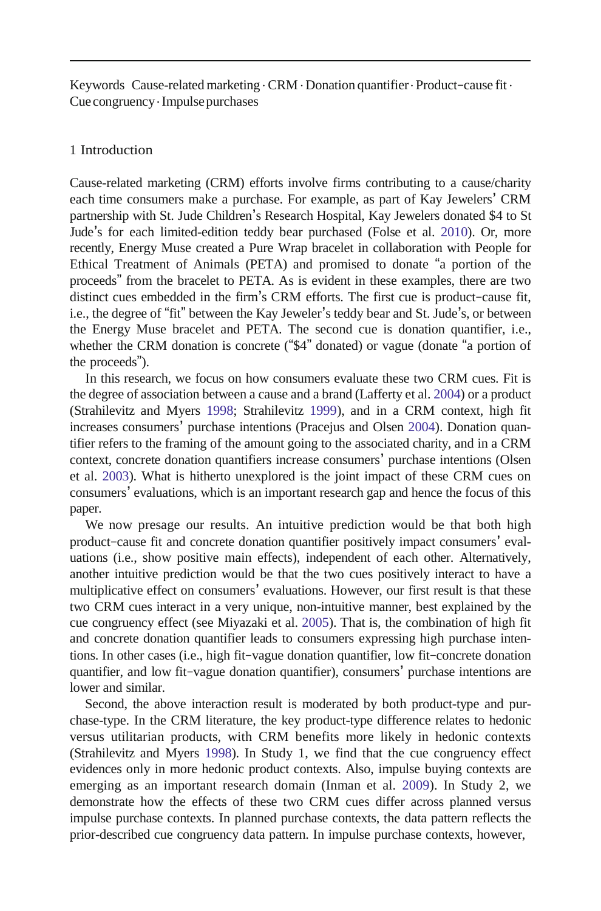Keywords Cause-related marketing · CRM · Donation quantifier · Product–cause fit · Cue congruency · Impulse purchases

## 1 Introduction

Cause-related marketing (CRM) efforts involve firms contributing to a cause/charity each time consumers make a purchase. For example, as part of Kay Jewelers' CRM partnership with St. Jude Children's Research Hospital, Kay Jewelers donated $4 to St Jude's for each limited-edition teddy bear purchased (Folse et al. 2010). Or, more recently, Energy Muse created a Pure Wrap bracelet in collaboration with People for Ethical Treatment of Animals (PETA) and promised to donate "a portion of the proceeds" from the bracelet to PETA. As is evident in these examples, there are two distinct cues embedded in the firm's CRM efforts. The first cue is product–cause fit, i.e., the degree of "fit" between the Kay Jeweler's teddy bear and St. Jude's, or between the Energy Muse bracelet and PETA. The second cue is donation quantifier, i.e., whether the CRM donation is concrete ("$4" donated) or vague (donate "a portion of the proceeds").

In this research, we focus on how consumers evaluate these two CRM cues. Fit is the degree of association between a cause and a brand (Lafferty et al. 2004) or a product (Strahilevitz and Myers 1998; Strahilevitz 1999), and in a CRM context, high fit increases consumers' purchase intentions (Pracejus and Olsen 2004). Donation quantifier refers to the framing of the amount going to the associated charity, and in a CRM context, concrete donation quantifiers increase consumers' purchase intentions (Olsen et al. 2003). What is hitherto unexplored is the joint impact of these CRM cues on consumers' evaluations, which is an important research gap and hence the focus of this paper.

We now presage our results. An intuitive prediction would be that both high product–cause fit and concrete donation quantifier positively impact consumers' evaluations (i.e., show positive main effects), independent of each other. Alternatively, another intuitive prediction would be that the two cues positively interact to have a multiplicative effect on consumers' evaluations. However, our first result is that these two CRM cues interact in a very unique, non-intuitive manner, best explained by the cue congruency effect (see Miyazaki et al. 2005). That is, the combination of high fit and concrete donation quantifier leads to consumers expressing high purchase intentions. In other cases (i.e., high fit–vague donation quantifier, low fit–concrete donation quantifier, and low fit–vague donation quantifier), consumers' purchase intentions are lower and similar.

Second, the above interaction result is moderated by both product-type and purchase-type. In the CRM literature, the key product-type difference relates to hedonic versus utilitarian products, with CRM benefits more likely in hedonic contexts (Strahilevitz and Myers 1998). In Study 1, we find that the cue congruency effect evidences only in more hedonic product contexts. Also, impulse buying contexts are emerging as an important research domain (Inman et al. 2009). In Study 2, we demonstrate how the effects of these two CRM cues differ across planned versus impulse purchase contexts. In planned purchase contexts, the data pattern reflects the prior-described cue congruency data pattern. In impulse purchase contexts, however,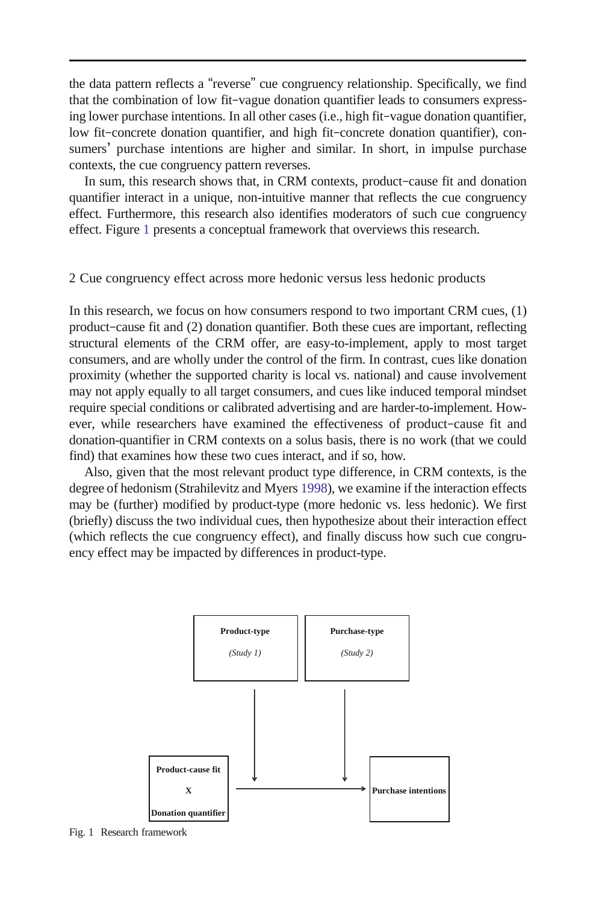the data pattern reflects a "reverse" cue congruency relationship. Specifically, we find that the combination of low fit–vague donation quantifier leads to consumers expressing lower purchase intentions. In all other cases (i.e., high fit–vague donation quantifier, low fit–concrete donation quantifier, and high fit–concrete donation quantifier), consumers' purchase intentions are higher and similar. In short, in impulse purchase contexts, the cue congruency pattern reverses.

In sum, this research shows that, in CRM contexts, product–cause fit and donation quantifier interact in a unique, non-intuitive manner that reflects the cue congruency effect. Furthermore, this research also identifies moderators of such cue congruency effect. Figure 1 presents a conceptual framework that overviews this research.

## 2 Cue congruency effect across more hedonic versus less hedonic products

In this research, we focus on how consumers respond to two important CRM cues, (1) product–cause fit and (2) donation quantifier. Both these cues are important, reflecting structural elements of the CRM offer, are easy-to-implement, apply to most target consumers, and are wholly under the control of the firm. In contrast, cues like donation proximity (whether the supported charity is local vs. national) and cause involvement may not apply equally to all target consumers, and cues like induced temporal mindset require special conditions or calibrated advertising and are harder-to-implement. However, while researchers have examined the effectiveness of product–cause fit and donation-quantifier in CRM contexts on a solus basis, there is no work (that we could find) that examines how these two cues interact, and if so, how.

Also, given that the most relevant product type difference, in CRM contexts, is the degree of hedonism (Strahilevitz and Myers 1998), we examine if the interaction effects may be (further) modified by product-type (more hedonic vs. less hedonic). We first (briefly) discuss the two individual cues, then hypothesize about their interaction effect (which reflects the cue congruency effect), and finally discuss how such cue congruency effect may be impacted by differences in product-type.

**Product-type** *(Study 1)*

**Purchase-type** *(Study 2)*

**Product-cause fit X Donation quantifier** → **Purchase intentions**

Fig. 1 Research framework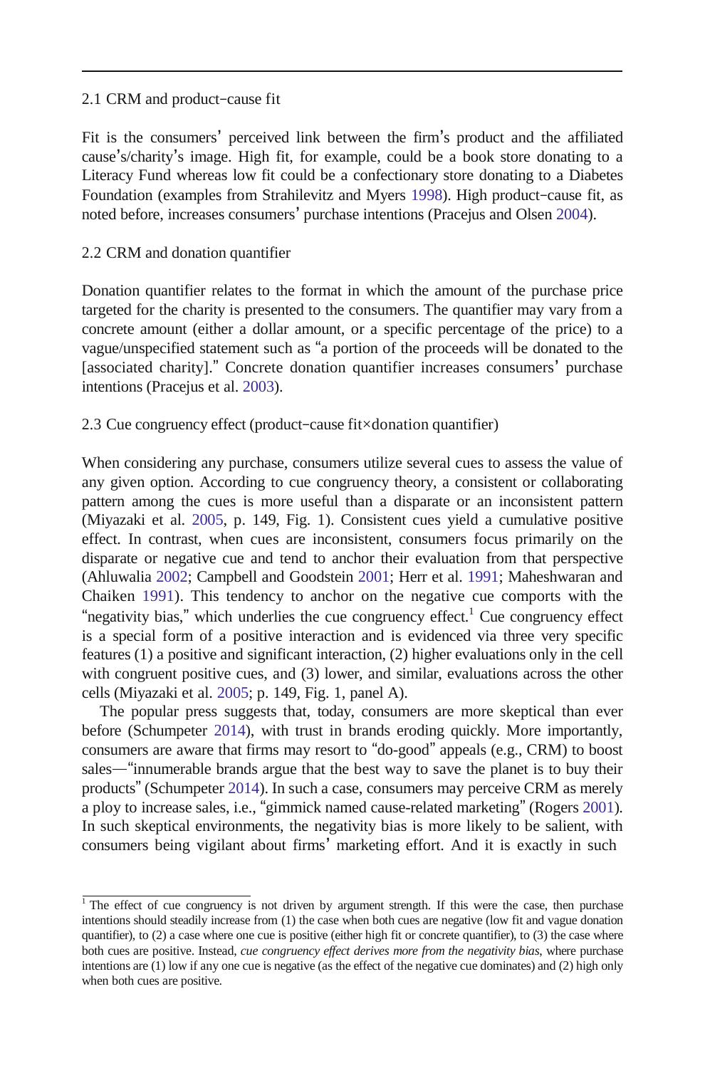## 2.1 CRM and product-cause fit

Fit is the consumers' perceived link between the firm's product and the affiliated cause's/charity's image. High fit, for example, could be a book store donating to a Literacy Fund whereas low fit could be a confectionary store donating to a Diabetes Foundation (examples from Strahilevitz and Myers 1998). High product-cause fit, as noted before, increases consumers' purchase intentions (Pracejus and Olsen 2004).

## 2.2 CRM and donation quantifier

Donation quantifier relates to the format in which the amount of the purchase price targeted for the charity is presented to the consumers. The quantifier may vary from a concrete amount (either a dollar amount, or a specific percentage of the price) to a vague/unspecified statement such as "a portion of the proceeds will be donated to the [associated charity]." Concrete donation quantifier increases consumers' purchase intentions (Pracejus et al. 2003).

## 2.3 Cue congruency effect (product-cause fit×donation quantifier)

When considering any purchase, consumers utilize several cues to assess the value of any given option. According to cue congruency theory, a consistent or collaborating pattern among the cues is more useful than a disparate or an inconsistent pattern (Miyazaki et al. 2005, p. 149, Fig. 1). Consistent cues yield a cumulative positive effect. In contrast, when cues are inconsistent, consumers focus primarily on the disparate or negative cue and tend to anchor their evaluation from that perspective (Ahluwalia 2002; Campbell and Goodstein 2001; Herr et al. 1991; Maheshwaran and Chaiken 1991). This tendency to anchor on the negative cue comports with the "negativity bias," which underlies the cue congruency effect.[1] Cue congruency effect is a special form of a positive interaction and is evidenced via three very specific features (1) a positive and significant interaction, (2) higher evaluations only in the cell with congruent positive cues, and (3) lower, and similar, evaluations across the other cells (Miyazaki et al. 2005; p. 149, Fig. 1, panel A).

The popular press suggests that, today, consumers are more skeptical than ever before (Schumpeter 2014), with trust in brands eroding quickly. More importantly, consumers are aware that firms may resort to "do-good" appeals (e.g., CRM) to boost sales—"innumerable brands argue that the best way to save the planet is to buy their products" (Schumpeter 2014). In such a case, consumers may perceive CRM as merely a ploy to increase sales, i.e., "gimmick named cause-related marketing" (Rogers 2001). In such skeptical environments, the negativity bias is more likely to be salient, with consumers being vigilant about firms' marketing effort. And it is exactly in such

---

[1] The effect of cue congruency is not driven by argument strength. If this were the case, then purchase intentions should steadily increase from (1) the case when both cues are negative (low fit and vague donation quantifier), to (2) a case where one cue is positive (either high fit or concrete quantifier), to (3) the case where both cues are positive. Instead, *cue congruency effect derives more from the negativity bias*, where purchase intentions are (1) low if any one cue is negative (as the effect of the negative cue dominates) and (2) high only when both cues are positive.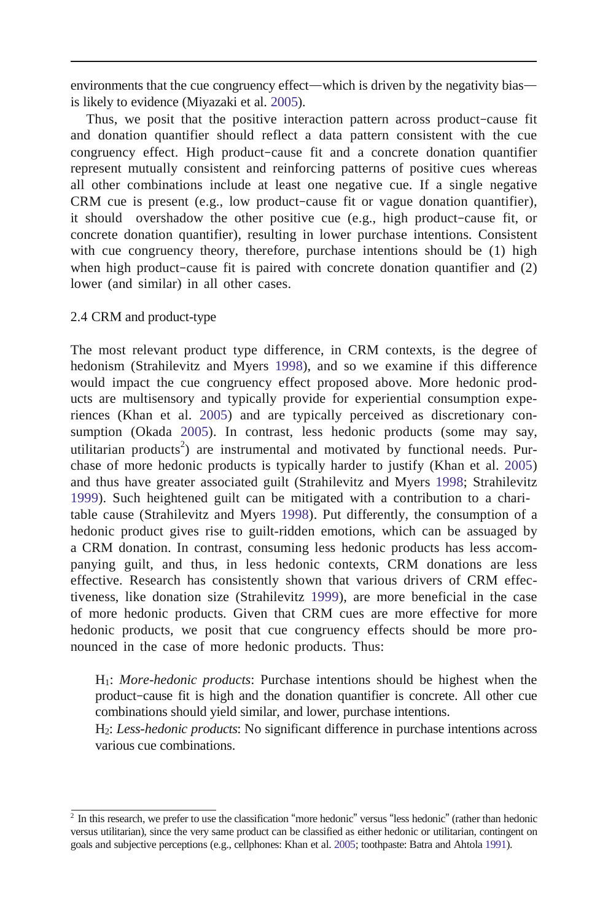environments that the cue congruency effect—which is driven by the negativity bias—is likely to evidence (Miyazaki et al. 2005).

Thus, we posit that the positive interaction pattern across product−cause fit and donation quantifier should reflect a data pattern consistent with the cue congruency effect. High product−cause fit and a concrete donation quantifier represent mutually consistent and reinforcing patterns of positive cues whereas all other combinations include at least one negative cue. If a single negative CRM cue is present (e.g., low product−cause fit or vague donation quantifier), it should overshadow the other positive cue (e.g., high product−cause fit, or concrete donation quantifier), resulting in lower purchase intentions. Consistent with cue congruency theory, therefore, purchase intentions should be (1) high when high product−cause fit is paired with concrete donation quantifier and (2) lower (and similar) in all other cases.

## 2.4 CRM and product-type

The most relevant product type difference, in CRM contexts, is the degree of hedonism (Strahilevitz and Myers 1998), and so we examine if this difference would impact the cue congruency effect proposed above. More hedonic products are multisensory and typically provide for experiential consumption experiences (Khan et al. 2005) and are typically perceived as discretionary consumption (Okada 2005). In contrast, less hedonic products (some may say, utilitarian products[2]) are instrumental and motivated by functional needs. Purchase of more hedonic products is typically harder to justify (Khan et al. 2005) and thus have greater associated guilt (Strahilevitz and Myers 1998; Strahilevitz 1999). Such heightened guilt can be mitigated with a contribution to a charitable cause (Strahilevitz and Myers 1998). Put differently, the consumption of a hedonic product gives rise to guilt-ridden emotions, which can be assuaged by a CRM donation. In contrast, consuming less hedonic products has less accompanying guilt, and thus, in less hedonic contexts, CRM donations are less effective. Research has consistently shown that various drivers of CRM effectiveness, like donation size (Strahilevitz 1999), are more beneficial in the case of more hedonic products. Given that CRM cues are more effective for more hedonic products, we posit that cue congruency effects should be more pronounced in the case of more hedonic products. Thus:

> $H_1$: *More-hedonic products*: Purchase intentions should be highest when the product−cause fit is high and the donation quantifier is concrete. All other cue combinations should yield similar, and lower, purchase intentions.
>
> $H_2$: *Less-hedonic products*: No significant difference in purchase intentions across various cue combinations.

---

[2] In this research, we prefer to use the classification "more hedonic" versus "less hedonic" (rather than hedonic versus utilitarian), since the very same product can be classified as either hedonic or utilitarian, contingent on goals and subjective perceptions (e.g., cellphones: Khan et al. 2005; toothpaste: Batra and Ahtola 1991).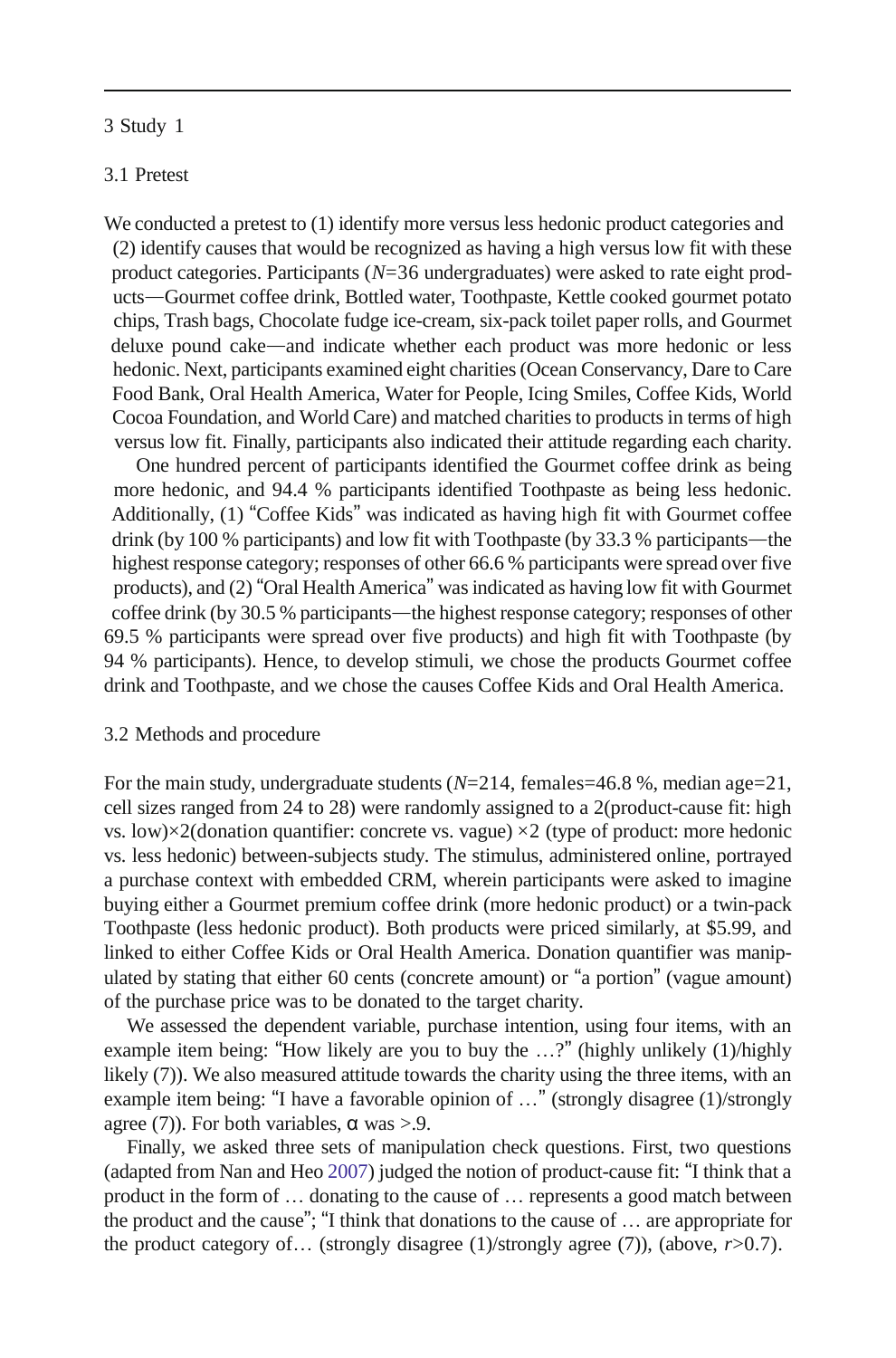## 3 Study 1

### 3.1 Pretest

We conducted a pretest to (1) identify more versus less hedonic product categories and (2) identify causes that would be recognized as having a high versus low fit with these product categories. Participants ($N$=36 undergraduates) were asked to rate eight products—Gourmet coffee drink, Bottled water, Toothpaste, Kettle cooked gourmet potato chips, Trash bags, Chocolate fudge ice-cream, six-pack toilet paper rolls, and Gourmet deluxe pound cake—and indicate whether each product was more hedonic or less hedonic. Next, participants examined eight charities (Ocean Conservancy, Dare to Care Food Bank, Oral Health America, Water for People, Icing Smiles, Coffee Kids, World Cocoa Foundation, and World Care) and matched charities to products in terms of high versus low fit. Finally, participants also indicated their attitude regarding each charity.

One hundred percent of participants identified the Gourmet coffee drink as being more hedonic, and 94.4 % participants identified Toothpaste as being less hedonic. Additionally, (1) "Coffee Kids" was indicated as having high fit with Gourmet coffee drink (by 100 % participants) and low fit with Toothpaste (by 33.3 % participants—the highest response category; responses of other 66.6 % participants were spread over five products), and (2) "Oral Health America" was indicated as having low fit with Gourmet coffee drink (by 30.5 % participants—the highest response category; responses of other 69.5 % participants were spread over five products) and high fit with Toothpaste (by 94 % participants). Hence, to develop stimuli, we chose the products Gourmet coffee drink and Toothpaste, and we chose the causes Coffee Kids and Oral Health America.

### 3.2 Methods and procedure

For the main study, undergraduate students ($N$=214, females=46.8 %, median age=21, cell sizes ranged from 24 to 28) were randomly assigned to a 2(product-cause fit: high vs. low)×2(donation quantifier: concrete vs. vague) ×2 (type of product: more hedonic vs. less hedonic) between-subjects study. The stimulus, administered online, portrayed a purchase context with embedded CRM, wherein participants were asked to imagine buying either a Gourmet premium coffee drink (more hedonic product) or a twin-pack Toothpaste (less hedonic product). Both products were priced similarly, at $5.99, and linked to either Coffee Kids or Oral Health America. Donation quantifier was manipulated by stating that either 60 cents (concrete amount) or "a portion" (vague amount) of the purchase price was to be donated to the target charity.

We assessed the dependent variable, purchase intention, using four items, with an example item being: "How likely are you to buy the …?" (highly unlikely (1)/highly likely (7)). We also measured attitude towards the charity using the three items, with an example item being: "I have a favorable opinion of …" (strongly disagree (1)/strongly agree (7)). For both variables, $\alpha$ was >.9.

Finally, we asked three sets of manipulation check questions. First, two questions (adapted from Nan and Heo 2007) judged the notion of product-cause fit: "I think that a product in the form of … donating to the cause of … represents a good match between the product and the cause"; "I think that donations to the cause of … are appropriate for the product category of… (strongly disagree (1)/strongly agree (7)), (above, $r$>0.7).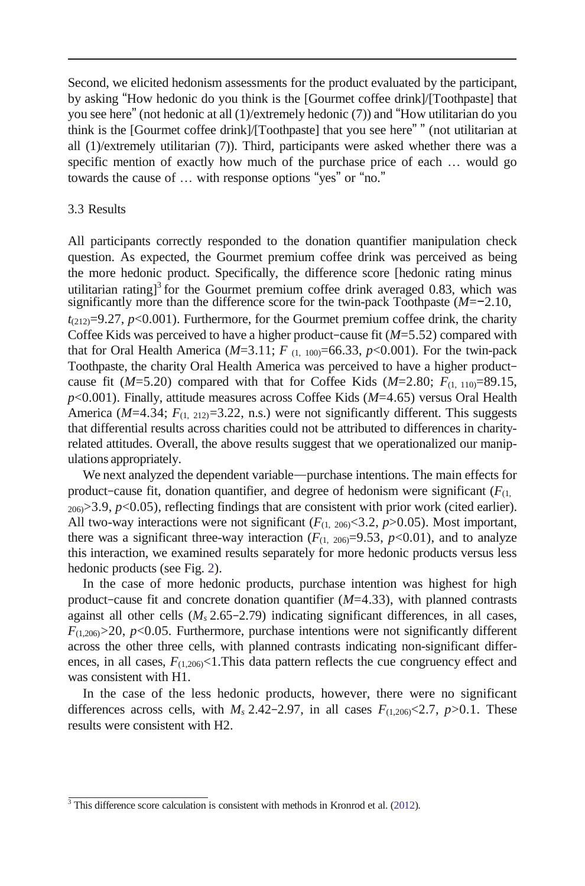Second, we elicited hedonism assessments for the product evaluated by the participant, by asking "How hedonic do you think is the [Gourmet coffee drink]/[Toothpaste] that you see here" (not hedonic at all (1)/extremely hedonic (7)) and "How utilitarian do you think is the [Gourmet coffee drink]/[Toothpaste] that you see here" " (not utilitarian at all (1)/extremely utilitarian (7)). Third, participants were asked whether there was a specific mention of exactly how much of the purchase price of each … would go towards the cause of … with response options "yes" or "no."

### 3.3 Results

All participants correctly responded to the donation quantifier manipulation check question. As expected, the Gourmet premium coffee drink was perceived as being the more hedonic product. Specifically, the difference score [hedonic rating minus utilitarian rating][3] for the Gourmet premium coffee drink averaged 0.83, which was significantly more than the difference score for the twin-pack Toothpaste ($M$=−2.10, $t_{(212)}$=9.27, $p$<0.001). Furthermore, for the Gourmet premium coffee drink, the charity Coffee Kids was perceived to have a higher product−cause fit ($M$=5.52) compared with that for Oral Health America ($M$=3.11; $F_{(1, 100)}$=66.33, $p$<0.001). For the twin-pack Toothpaste, the charity Oral Health America was perceived to have a higher product−cause fit ($M$=5.20) compared with that for Coffee Kids ($M$=2.80; $F_{(1, 110)}$=89.15, $p$<0.001). Finally, attitude measures across Coffee Kids ($M$=4.65) versus Oral Health America ($M$=4.34; $F_{(1, 212)}$=3.22, n.s.) were not significantly different. This suggests that differential results across charities could not be attributed to differences in charity-related attitudes. Overall, the above results suggest that we operationalized our manipulations appropriately.

We next analyzed the dependent variable—purchase intentions. The main effects for product−cause fit, donation quantifier, and degree of hedonism were significant ($F_{(1, 206)}$>3.9, $p$<0.05), reflecting findings that are consistent with prior work (cited earlier). All two-way interactions were not significant ($F_{(1, 206)}$<3.2, $p$>0.05). Most important, there was a significant three-way interaction ($F_{(1, 206)}$=9.53, $p$<0.01), and to analyze this interaction, we examined results separately for more hedonic products versus less hedonic products (see Fig. 2).

In the case of more hedonic products, purchase intention was highest for high product−cause fit and concrete donation quantifier ($M$=4.33), with planned contrasts against all other cells ($M_s$ 2.65−2.79) indicating significant differences, in all cases, $F_{(1,206)}$>20, $p$<0.05. Furthermore, purchase intentions were not significantly different across the other three cells, with planned contrasts indicating non-significant differences, in all cases, $F_{(1,206)}$<1.This data pattern reflects the cue congruency effect and was consistent with H1.

In the case of the less hedonic products, however, there were no significant differences across cells, with $M_s$ 2.42−2.97, in all cases $F_{(1,206)}$<2.7, $p$>0.1. These results were consistent with H2.

[3] This difference score calculation is consistent with methods in Kronrod et al. (2012).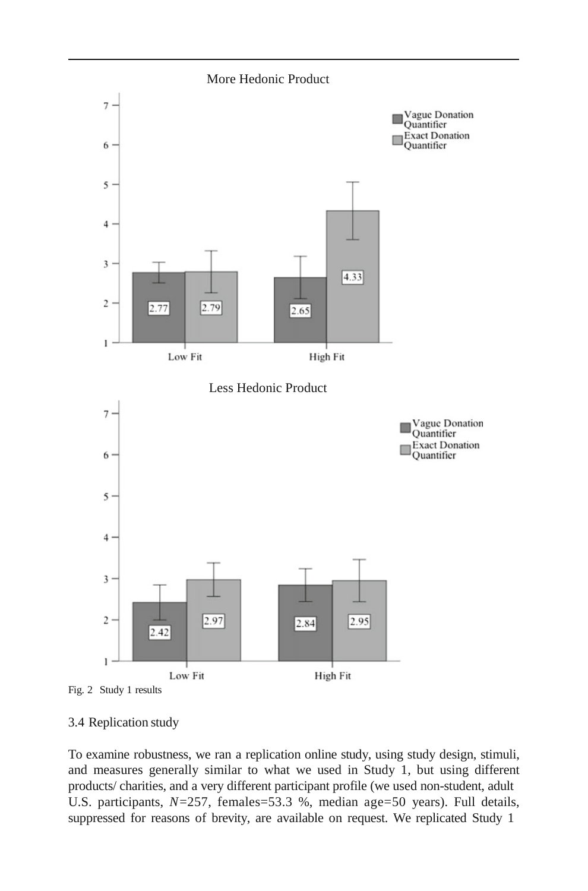More Hedonic Product

Less Hedonic Product

Fig. 2 Study 1 results

### 3.4 Replication study

To examine robustness, we ran a replication online study, using study design, stimuli, and measures generally similar to what we used in Study 1, but using different products/ charities, and a very different participant profile (we used non-student, adult U.S. participants, $N=257$, females=53.3 %, median age=50 years). Full details, suppressed for reasons of brevity, are available on request. We replicated Study 1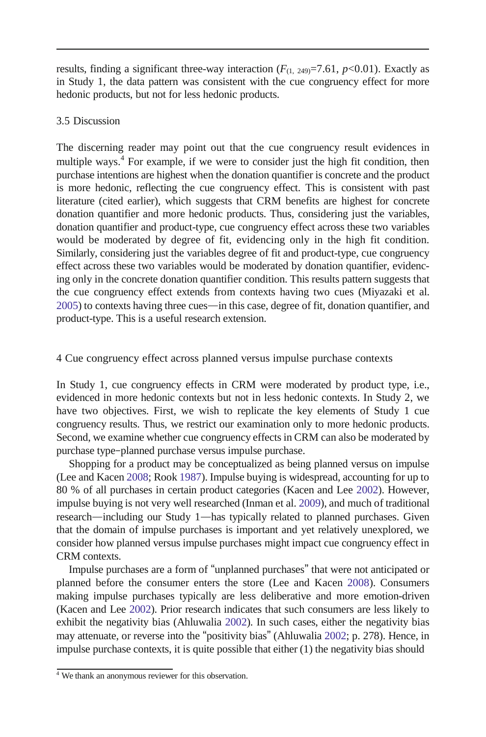results, finding a significant three-way interaction ($F_{(1, 249)}$=7.61, $p$<0.01). Exactly as in Study 1, the data pattern was consistent with the cue congruency effect for more hedonic products, but not for less hedonic products.

### 3.5 Discussion

The discerning reader may point out that the cue congruency result evidences in multiple ways.[4] For example, if we were to consider just the high fit condition, then purchase intentions are highest when the donation quantifier is concrete and the product is more hedonic, reflecting the cue congruency effect. This is consistent with past literature (cited earlier), which suggests that CRM benefits are highest for concrete donation quantifier and more hedonic products. Thus, considering just the variables, donation quantifier and product-type, cue congruency effect across these two variables would be moderated by degree of fit, evidencing only in the high fit condition. Similarly, considering just the variables degree of fit and product-type, cue congruency effect across these two variables would be moderated by donation quantifier, evidencing only in the concrete donation quantifier condition. This results pattern suggests that the cue congruency effect extends from contexts having two cues (Miyazaki et al. 2005) to contexts having three cues—in this case, degree of fit, donation quantifier, and product-type. This is a useful research extension.

## 4 Cue congruency effect across planned versus impulse purchase contexts

In Study 1, cue congruency effects in CRM were moderated by product type, i.e., evidenced in more hedonic contexts but not in less hedonic contexts. In Study 2, we have two objectives. First, we wish to replicate the key elements of Study 1 cue congruency results. Thus, we restrict our examination only to more hedonic products. Second, we examine whether cue congruency effects in CRM can also be moderated by purchase type−planned purchase versus impulse purchase.

Shopping for a product may be conceptualized as being planned versus on impulse (Lee and Kacen 2008; Rook 1987). Impulse buying is widespread, accounting for up to 80 % of all purchases in certain product categories (Kacen and Lee 2002). However, impulse buying is not very well researched (Inman et al. 2009), and much of traditional research—including our Study 1—has typically related to planned purchases. Given that the domain of impulse purchases is important and yet relatively unexplored, we consider how planned versus impulse purchases might impact cue congruency effect in CRM contexts.

Impulse purchases are a form of "unplanned purchases" that were not anticipated or planned before the consumer enters the store (Lee and Kacen 2008). Consumers making impulse purchases typically are less deliberative and more emotion-driven (Kacen and Lee 2002). Prior research indicates that such consumers are less likely to exhibit the negativity bias (Ahluwalia 2002). In such cases, either the negativity bias may attenuate, or reverse into the "positivity bias" (Ahluwalia 2002; p. 278). Hence, in impulse purchase contexts, it is quite possible that either (1) the negativity bias should

[4] We thank an anonymous reviewer for this observation.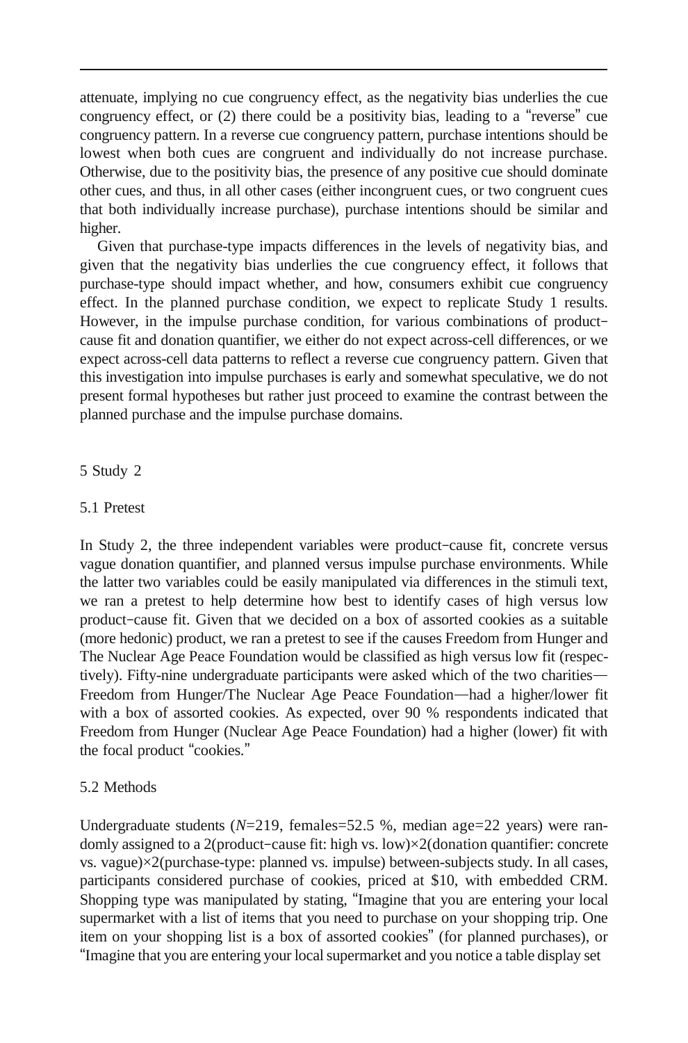attenuate, implying no cue congruency effect, as the negativity bias underlies the cue congruency effect, or (2) there could be a positivity bias, leading to a "reverse" cue congruency pattern. In a reverse cue congruency pattern, purchase intentions should be lowest when both cues are congruent and individually do not increase purchase. Otherwise, due to the positivity bias, the presence of any positive cue should dominate other cues, and thus, in all other cases (either incongruent cues, or two congruent cues that both individually increase purchase), purchase intentions should be similar and higher.

Given that purchase-type impacts differences in the levels of negativity bias, and given that the negativity bias underlies the cue congruency effect, it follows that purchase-type should impact whether, and how, consumers exhibit cue congruency effect. In the planned purchase condition, we expect to replicate Study 1 results. However, in the impulse purchase condition, for various combinations of product−cause fit and donation quantifier, we either do not expect across-cell differences, or we expect across-cell data patterns to reflect a reverse cue congruency pattern. Given that this investigation into impulse purchases is early and somewhat speculative, we do not present formal hypotheses but rather just proceed to examine the contrast between the planned purchase and the impulse purchase domains.

## 5 Study 2

### 5.1 Pretest

In Study 2, the three independent variables were product−cause fit, concrete versus vague donation quantifier, and planned versus impulse purchase environments. While the latter two variables could be easily manipulated via differences in the stimuli text, we ran a pretest to help determine how best to identify cases of high versus low product−cause fit. Given that we decided on a box of assorted cookies as a suitable (more hedonic) product, we ran a pretest to see if the causes Freedom from Hunger and The Nuclear Age Peace Foundation would be classified as high versus low fit (respectively). Fifty-nine undergraduate participants were asked which of the two charities—Freedom from Hunger/The Nuclear Age Peace Foundation—had a higher/lower fit with a box of assorted cookies. As expected, over 90 % respondents indicated that Freedom from Hunger (Nuclear Age Peace Foundation) had a higher (lower) fit with the focal product "cookies."

### 5.2 Methods

Undergraduate students ($N$=219, females=52.5 %, median age=22 years) were randomly assigned to a 2(product−cause fit: high vs. low)×2(donation quantifier: concrete vs. vague)×2(purchase-type: planned vs. impulse) between-subjects study. In all cases, participants considered purchase of cookies, priced at \$10, with embedded CRM. Shopping type was manipulated by stating, "Imagine that you are entering your local supermarket with a list of items that you need to purchase on your shopping trip. One item on your shopping list is a box of assorted cookies" (for planned purchases), or "Imagine that you are entering your local supermarket and you notice a table display set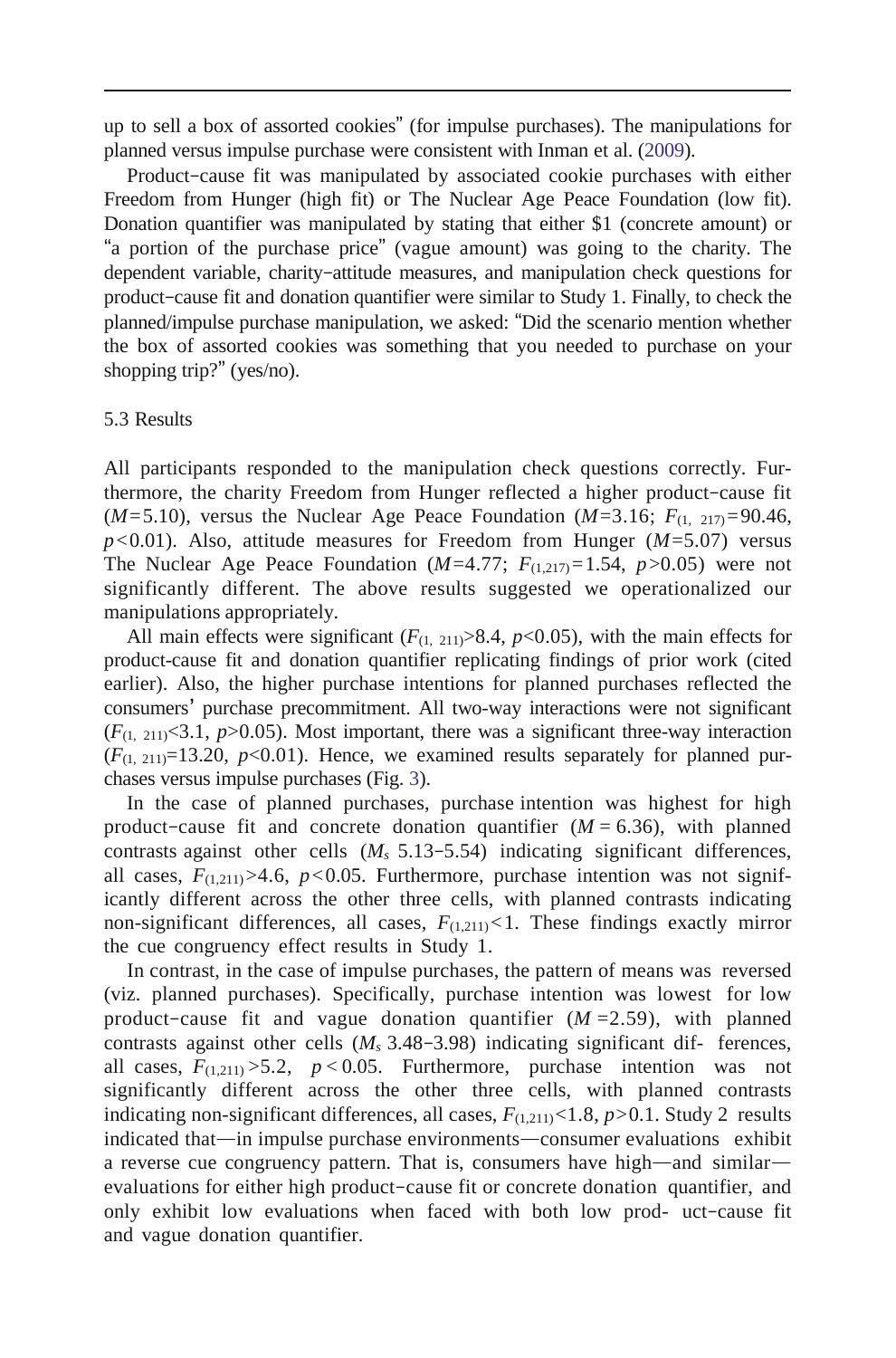up to sell a box of assorted cookies" (for impulse purchases). The manipulations for planned versus impulse purchase were consistent with Inman et al. (2009).

Product−cause fit was manipulated by associated cookie purchases with either Freedom from Hunger (high fit) or The Nuclear Age Peace Foundation (low fit). Donation quantifier was manipulated by stating that either $1 (concrete amount) or "a portion of the purchase price" (vague amount) was going to the charity. The dependent variable, charity−attitude measures, and manipulation check questions for product−cause fit and donation quantifier were similar to Study 1. Finally, to check the planned/impulse purchase manipulation, we asked: "Did the scenario mention whether the box of assorted cookies was something that you needed to purchase on your shopping trip?" (yes/no).

5.3 Results

All participants responded to the manipulation check questions correctly. Furthermore, the charity Freedom from Hunger reflected a higher product−cause fit ($M$=5.10), versus the Nuclear Age Peace Foundation ($M$=3.16; $F_{(1,\ 217)}$=90.46, $p$<0.01). Also, attitude measures for Freedom from Hunger ($M$=5.07) versus The Nuclear Age Peace Foundation ($M$=4.77; $F_{(1,217)}$=1.54, $p$>0.05) were not significantly different. The above results suggested we operationalized our manipulations appropriately.

All main effects were significant ($F_{(1,\ 211)}$>8.4, $p$<0.05), with the main effects for product-cause fit and donation quantifier replicating findings of prior work (cited earlier). Also, the higher purchase intentions for planned purchases reflected the consumers' purchase precommitment. All two-way interactions were not significant ($F_{(1,\ 211)}$<3.1, $p$>0.05). Most important, there was a significant three-way interaction ($F_{(1,\ 211)}$=13.20, $p$<0.01). Hence, we examined results separately for planned purchases versus impulse purchases (Fig. 3).

In the case of planned purchases, purchase intention was highest for high product−cause fit and concrete donation quantifier ($M$ = 6.36), with planned contrasts against other cells ($M_s$ 5.13−5.54) indicating significant differences, all cases, $F_{(1,211)}$>4.6, $p$<0.05. Furthermore, purchase intention was not significantly different across the other three cells, with planned contrasts indicating non-significant differences, all cases, $F_{(1,211)}$<1. These findings exactly mirror the cue congruency effect results in Study 1.

In contrast, in the case of impulse purchases, the pattern of means was reversed (viz. planned purchases). Specifically, purchase intention was lowest for low product−cause fit and vague donation quantifier ($M$ =2.59), with planned contrasts against other cells ($M_s$ 3.48−3.98) indicating significant differences, all cases, $F_{(1,211)}$ >5.2, $p$ < 0.05. Furthermore, purchase intention was not significantly different across the other three cells, with planned contrasts indicating non-significant differences, all cases, $F_{(1,211)}$<1.8, $p$>0.1. Study 2 results indicated that—in impulse purchase environments—consumer evaluations exhibit a reverse cue congruency pattern. That is, consumers have high—and similar—evaluations for either high product−cause fit or concrete donation quantifier, and only exhibit low evaluations when faced with both low product−cause fit and vague donation quantifier.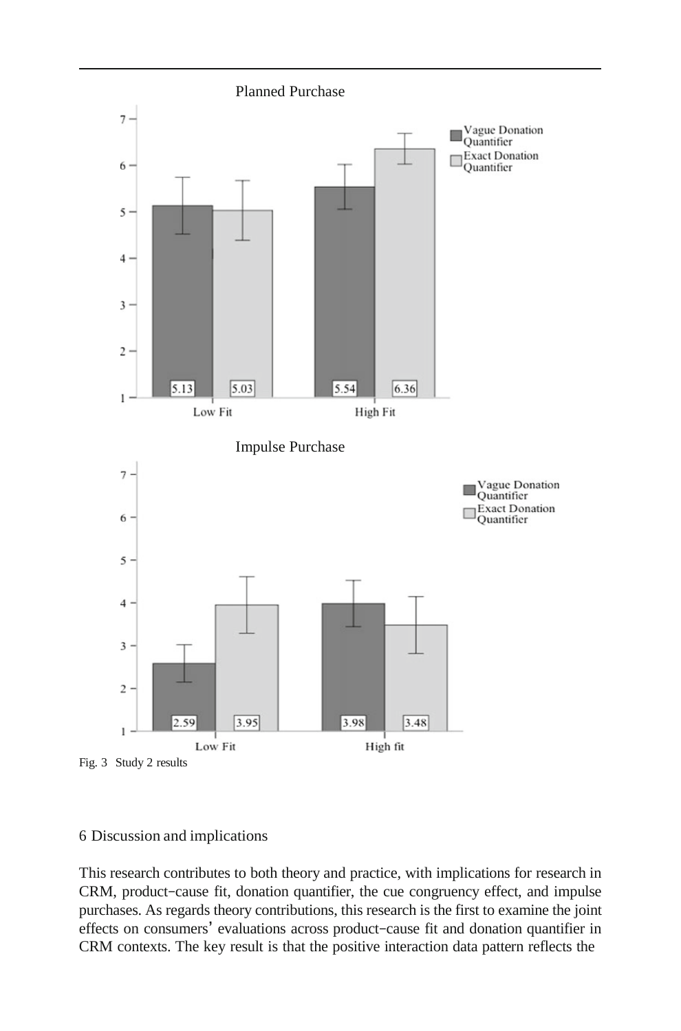Fig. 3 Study 2 results

## 6 Discussion and implications

This research contributes to both theory and practice, with implications for research in CRM, product–cause fit, donation quantifier, the cue congruency effect, and impulse purchases. As regards theory contributions, this research is the first to examine the joint effects on consumers' evaluations across product–cause fit and donation quantifier in CRM contexts. The key result is that the positive interaction data pattern reflects the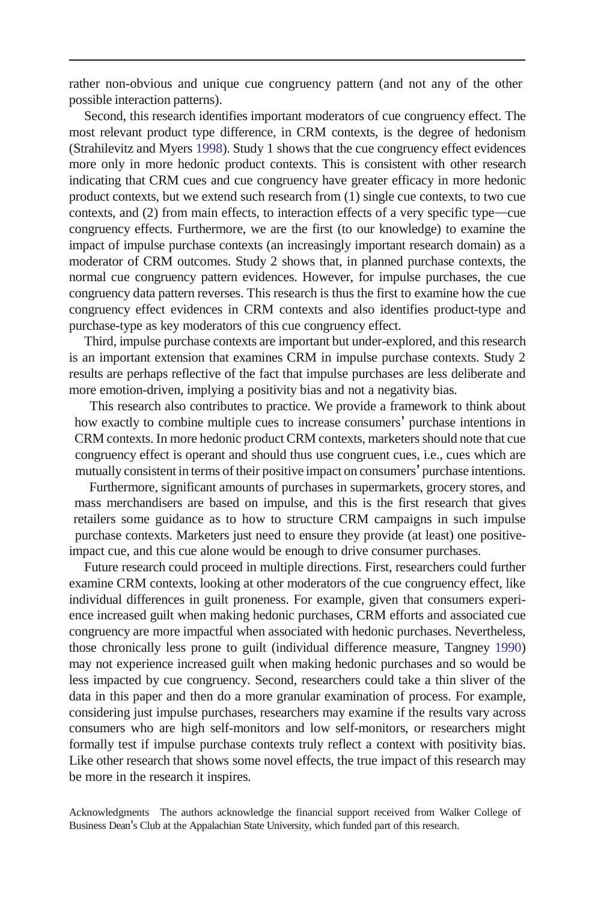rather non-obvious and unique cue congruency pattern (and not any of the other possible interaction patterns).

Second, this research identifies important moderators of cue congruency effect. The most relevant product type difference, in CRM contexts, is the degree of hedonism (Strahilevitz and Myers 1998). Study 1 shows that the cue congruency effect evidences more only in more hedonic product contexts. This is consistent with other research indicating that CRM cues and cue congruency have greater efficacy in more hedonic product contexts, but we extend such research from (1) single cue contexts, to two cue contexts, and (2) from main effects, to interaction effects of a very specific type—cue congruency effects. Furthermore, we are the first (to our knowledge) to examine the impact of impulse purchase contexts (an increasingly important research domain) as a moderator of CRM outcomes. Study 2 shows that, in planned purchase contexts, the normal cue congruency pattern evidences. However, for impulse purchases, the cue congruency data pattern reverses. This research is thus the first to examine how the cue congruency effect evidences in CRM contexts and also identifies product-type and purchase-type as key moderators of this cue congruency effect.

Third, impulse purchase contexts are important but under-explored, and this research is an important extension that examines CRM in impulse purchase contexts. Study 2 results are perhaps reflective of the fact that impulse purchases are less deliberate and more emotion-driven, implying a positivity bias and not a negativity bias.

This research also contributes to practice. We provide a framework to think about how exactly to combine multiple cues to increase consumers' purchase intentions in CRM contexts. In more hedonic product CRM contexts, marketers should note that cue congruency effect is operant and should thus use congruent cues, i.e., cues which are mutually consistent in terms of their positive impact on consumers' purchase intentions.

Furthermore, significant amounts of purchases in supermarkets, grocery stores, and mass merchandisers are based on impulse, and this is the first research that gives retailers some guidance as to how to structure CRM campaigns in such impulse purchase contexts. Marketers just need to ensure they provide (at least) one positive-impact cue, and this cue alone would be enough to drive consumer purchases.

Future research could proceed in multiple directions. First, researchers could further examine CRM contexts, looking at other moderators of the cue congruency effect, like individual differences in guilt proneness. For example, given that consumers experience increased guilt when making hedonic purchases, CRM efforts and associated cue congruency are more impactful when associated with hedonic purchases. Nevertheless, those chronically less prone to guilt (individual difference measure, Tangney 1990) may not experience increased guilt when making hedonic purchases and so would be less impacted by cue congruency. Second, researchers could take a thin sliver of the data in this paper and then do a more granular examination of process. For example, considering just impulse purchases, researchers may examine if the results vary across consumers who are high self-monitors and low self-monitors, or researchers might formally test if impulse purchase contexts truly reflect a context with positivity bias. Like other research that shows some novel effects, the true impact of this research may be more in the research it inspires.

Acknowledgments The authors acknowledge the financial support received from Walker College of Business Dean's Club at the Appalachian State University, which funded part of this research.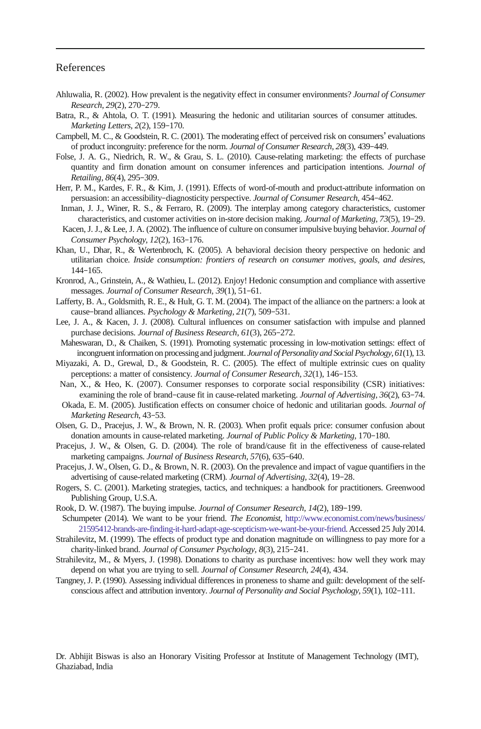## References

Ahluwalia, R. (2002). How prevalent is the negativity effect in consumer environments? *Journal of Consumer Research*, *29*(2), 270–279.

Batra, R., & Ahtola, O. T. (1991). Measuring the hedonic and utilitarian sources of consumer attitudes. *Marketing Letters*, *2*(2), 159–170.

Campbell, M. C., & Goodstein, R. C. (2001). The moderating effect of perceived risk on consumers' evaluations of product incongruity: preference for the norm. *Journal of Consumer Research*, *28*(3), 439–449.

Folse, J. A. G., Niedrich, R. W., & Grau, S. L. (2010). Cause-relating marketing: the effects of purchase quantity and firm donation amount on consumer inferences and participation intentions. *Journal of Retailing*, *86*(4), 295–309.

Herr, P. M., Kardes, F. R., & Kim, J. (1991). Effects of word-of-mouth and product-attribute information on persuasion: an accessibility–diagnosticity perspective. *Journal of Consumer Research*, 454–462.

Inman, J. J., Winer, R. S., & Ferraro, R. (2009). The interplay among category characteristics, customer characteristics, and customer activities on in-store decision making. *Journal of Marketing*, *73*(5), 19–29.

Kacen, J. J., & Lee, J. A. (2002). The influence of culture on consumer impulsive buying behavior. *Journal of Consumer Psychology*, *12*(2), 163–176.

Khan, U., Dhar, R., & Wertenbroch, K. (2005). A behavioral decision theory perspective on hedonic and utilitarian choice. *Inside consumption: frontiers of research on consumer motives, goals, and desires*, 144–165.

Kronrod, A., Grinstein, A., & Wathieu, L. (2012). Enjoy! Hedonic consumption and compliance with assertive messages. *Journal of Consumer Research*, *39*(1), 51–61.

Lafferty, B. A., Goldsmith, R. E., & Hult, G. T. M. (2004). The impact of the alliance on the partners: a look at cause–brand alliances. *Psychology & Marketing*, *21*(7), 509–531.

Lee, J. A., & Kacen, J. J. (2008). Cultural influences on consumer satisfaction with impulse and planned purchase decisions. *Journal of Business Research*, *61*(3), 265–272.

Maheswaran, D., & Chaiken, S. (1991). Promoting systematic processing in low-motivation settings: effect of incongruent information on processing and judgment. *Journal of Personality and Social Psychology*, *61*(1), 13.

Miyazaki, A. D., Grewal, D., & Goodstein, R. C. (2005). The effect of multiple extrinsic cues on quality perceptions: a matter of consistency. *Journal of Consumer Research*, *32*(1), 146–153.

Nan, X., & Heo, K. (2007). Consumer responses to corporate social responsibility (CSR) initiatives: examining the role of brand–cause fit in cause-related marketing. *Journal of Advertising*, *36*(2), 63–74.

Okada, E. M. (2005). Justification effects on consumer choice of hedonic and utilitarian goods. *Journal of Marketing Research*, 43–53.

Olsen, G. D., Pracejus, J. W., & Brown, N. R. (2003). When profit equals price: consumer confusion about donation amounts in cause-related marketing. *Journal of Public Policy & Marketing*, 170–180.

Pracejus, J. W., & Olsen, G. D. (2004). The role of brand/cause fit in the effectiveness of cause-related marketing campaigns. *Journal of Business Research*, *57*(6), 635–640.

Pracejus, J. W., Olsen, G. D., & Brown, N. R. (2003). On the prevalence and impact of vague quantifiers in the advertising of cause-related marketing (CRM). *Journal of Advertising*, *32*(4), 19–28.

Rogers, S. C. (2001). Marketing strategies, tactics, and techniques: a handbook for practitioners. Greenwood Publishing Group, U.S.A.

Rook, D. W. (1987). The buying impulse. *Journal of Consumer Research*, *14*(2), 189–199.

Schumpeter (2014). We want to be your friend. *The Economist*, http://www.economist.com/news/business/21595412-brands-are-finding-it-hard-adapt-age-scepticism-we-want-be-your-friend. Accessed 25 July 2014.

Strahilevitz, M. (1999). The effects of product type and donation magnitude on willingness to pay more for a charity-linked brand. *Journal of Consumer Psychology*, *8*(3), 215–241.

Strahilevitz, M., & Myers, J. (1998). Donations to charity as purchase incentives: how well they work may depend on what you are trying to sell. *Journal of Consumer Research*, *24*(4), 434.

Tangney, J. P. (1990). Assessing individual differences in proneness to shame and guilt: development of the self-conscious affect and attribution inventory. *Journal of Personality and Social Psychology*, *59*(1), 102–111.

Dr. Abhijit Biswas is also an Honorary Visiting Professor at Institute of Management Technology (IMT), Ghaziabad, India